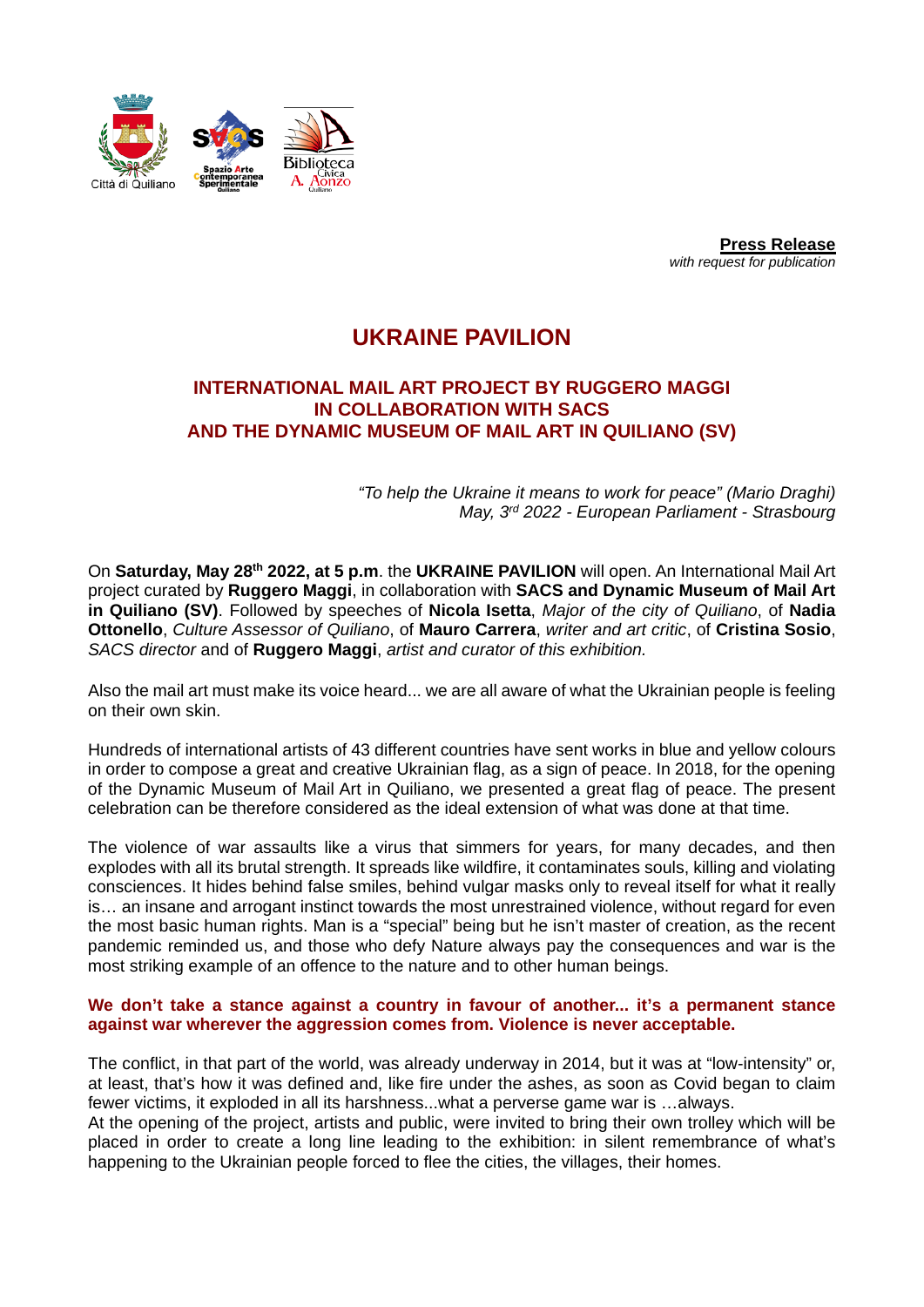**Press Release**
*with request for publication*

# UKRAINE PAVILION

## INTERNATIONAL MAIL ART PROJECT BY RUGGERO MAGGI IN COLLABORATION WITH SACS AND THE DYNAMIC MUSEUM OF MAIL ART IN QUILIANO (SV)

*"To help the Ukraine it means to work for peace" (Mario Draghi)*
*May, 3rd 2022 - European Parliament - Strasbourg*

On **Saturday, May 28th 2022, at 5 p.m**. the **UKRAINE PAVILION** will open. An International Mail Art project curated by **Ruggero Maggi**, in collaboration with **SACS and Dynamic Museum of Mail Art in Quiliano (SV)**. Followed by speeches of **Nicola Isetta**, *Major of the city of Quiliano*, of **Nadia Ottonello**, *Culture Assessor of Quiliano*, of **Mauro Carrera**, *writer and art critic*, of **Cristina Sosio**, *SACS director* and of **Ruggero Maggi**, *artist and curator of this exhibition.*

Also the mail art must make its voice heard... we are all aware of what the Ukrainian people is feeling on their own skin.

Hundreds of international artists of 43 different countries have sent works in blue and yellow colours in order to compose a great and creative Ukrainian flag, as a sign of peace. In 2018, for the opening of the Dynamic Museum of Mail Art in Quiliano, we presented a great flag of peace. The present celebration can be therefore considered as the ideal extension of what was done at that time.

The violence of war assaults like a virus that simmers for years, for many decades, and then explodes with all its brutal strength. It spreads like wildfire, it contaminates souls, killing and violating consciences. It hides behind false smiles, behind vulgar masks only to reveal itself for what it really is… an insane and arrogant instinct towards the most unrestrained violence, without regard for even the most basic human rights. Man is a "special" being but he isn't master of creation, as the recent pandemic reminded us, and those who defy Nature always pay the consequences and war is the most striking example of an offence to the nature and to other human beings.

**We don't take a stance against a country in favour of another... it's a permanent stance against war wherever the aggression comes from. Violence is never acceptable.**

The conflict, in that part of the world, was already underway in 2014, but it was at "low-intensity" or, at least, that's how it was defined and, like fire under the ashes, as soon as Covid began to claim fewer victims, it exploded in all its harshness...what a perverse game war is …always.
At the opening of the project, artists and public, were invited to bring their own trolley which will be placed in order to create a long line leading to the exhibition: in silent remembrance of what's happening to the Ukrainian people forced to flee the cities, the villages, their homes.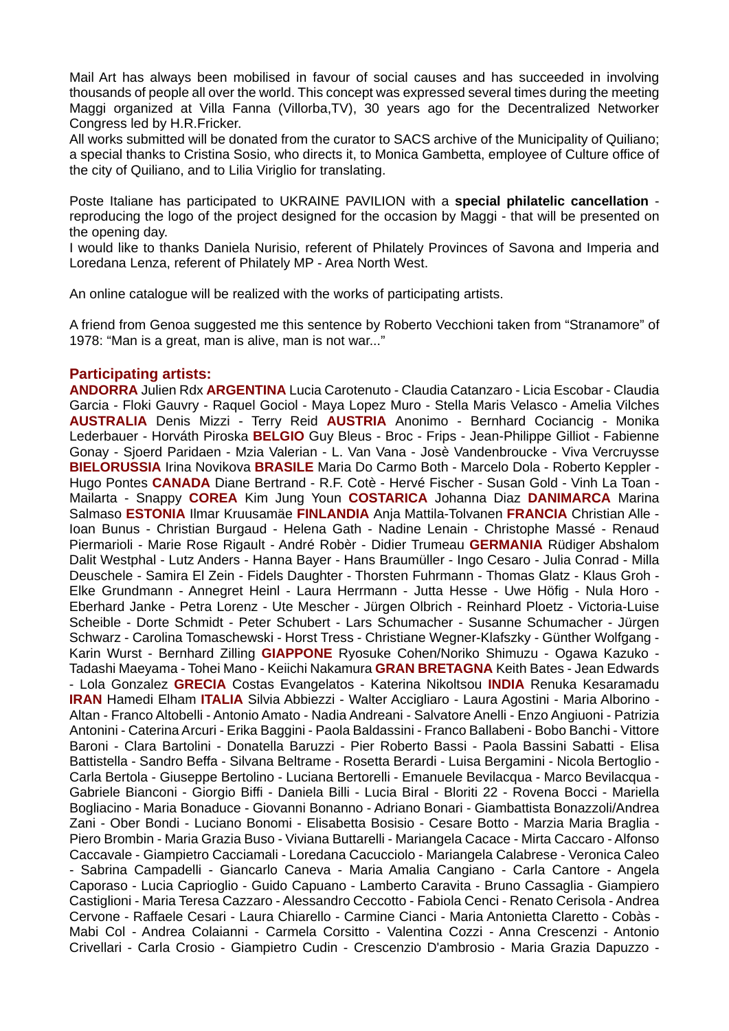Mail Art has always been mobilised in favour of social causes and has succeeded in involving thousands of people all over the world. This concept was expressed several times during the meeting Maggi organized at Villa Fanna (Villorba,TV), 30 years ago for the Decentralized Networker Congress led by H.R.Fricker.

All works submitted will be donated from the curator to SACS archive of the Municipality of Quiliano; a special thanks to Cristina Sosio, who directs it, to Monica Gambetta, employee of Culture office of the city of Quiliano, and to Lilia Viriglio for translating.

Poste Italiane has participated to UKRAINE PAVILION with a **special philatelic cancellation** - reproducing the logo of the project designed for the occasion by Maggi - that will be presented on the opening day.

I would like to thanks Daniela Nurisio, referent of Philately Provinces of Savona and Imperia and Loredana Lenza, referent of Philately MP - Area North West.

An online catalogue will be realized with the works of participating artists.

A friend from Genoa suggested me this sentence by Roberto Vecchioni taken from “Stranamore” of 1978: “Man is a great, man is alive, man is not war...”

## Participating artists:

**ANDORRA** Julien Rdx **ARGENTINA** Lucia Carotenuto - Claudia Catanzaro - Licia Escobar - Claudia Garcia - Floki Gauvry - Raquel Gociol - Maya Lopez Muro - Stella Maris Velasco - Amelia Vilches **AUSTRALIA** Denis Mizzi - Terry Reid **AUSTRIA** Anonimo - Bernhard Cociancig - Monika Lederbauer - Horváth Piroska **BELGIO** Guy Bleus - Broc - Frips - Jean-Philippe Gilliot - Fabienne Gonay - Sjoerd Paridaen - Mzia Valerian - L. Van Vana - Josè Vandenbroucke - Viva Vercruysse **BIELORUSSIA** Irina Novikova **BRASILE** Maria Do Carmo Both - Marcelo Dola - Roberto Keppler - Hugo Pontes **CANADA** Diane Bertrand - R.F. Cotè - Hervé Fischer - Susan Gold - Vinh La Toan - Mailarta - Snappy **COREA** Kim Jung Youn **COSTARICA** Johanna Diaz **DANIMARCA** Marina Salmaso **ESTONIA** Ilmar Kruusamäe **FINLANDIA** Anja Mattila-Tolvanen **FRANCIA** Christian Alle - Ioan Bunus - Christian Burgaud - Helena Gath - Nadine Lenain - Christophe Massé - Renaud Piermarioli - Marie Rose Rigault - André Robèr - Didier Trumeau **GERMANIA** Rüdiger Abshalom Dalit Westphal - Lutz Anders - Hanna Bayer - Hans Braumüller - Ingo Cesaro - Julia Conrad - Milla Deuschele - Samira El Zein - Fidels Daughter - Thorsten Fuhrmann - Thomas Glatz - Klaus Groh - Elke Grundmann - Annegret Heinl - Laura Herrmann - Jutta Hesse - Uwe Höfig - Nula Horo - Eberhard Janke - Petra Lorenz - Ute Mescher - Jürgen Olbrich - Reinhard Ploetz - Victoria-Luise Scheible - Dorte Schmidt - Peter Schubert - Lars Schumacher - Susanne Schumacher - Jürgen Schwarz - Carolina Tomaschewski - Horst Tress - Christiane Wegner-Klafszky - Günther Wolfgang - Karin Wurst - Bernhard Zilling **GIAPPONE** Ryosuke Cohen/Noriko Shimuzu - Ogawa Kazuko - Tadashi Maeyama - Tohei Mano - Keiichi Nakamura **GRAN BRETAGNA** Keith Bates - Jean Edwards - Lola Gonzalez **GRECIA** Costas Evangelatos - Katerina Nikoltsou **INDIA** Renuka Kesaramadu **IRAN** Hamedi Elham **ITALIA** Silvia Abbiezzi - Walter Accigliaro - Laura Agostini - Maria Alborino - Altan - Franco Altobelli - Antonio Amato - Nadia Andreani - Salvatore Anelli - Enzo Angiuoni - Patrizia Antonini - Caterina Arcuri - Erika Baggini - Paola Baldassini - Franco Ballabeni - Bobo Banchi - Vittore Baroni - Clara Bartolini - Donatella Baruzzi - Pier Roberto Bassi - Paola Bassini Sabatti - Elisa Battistella - Sandro Beffa - Silvana Beltrame - Rosetta Berardi - Luisa Bergamini - Nicola Bertoglio - Carla Bertola - Giuseppe Bertolino - Luciana Bertorelli - Emanuele Bevilacqua - Marco Bevilacqua - Gabriele Bianconi - Giorgio Biffi - Daniela Billi - Lucia Biral - Bloriti 22 - Rovena Bocci - Mariella Bogliacino - Maria Bonaduce - Giovanni Bonanno - Adriano Bonari - Giambattista Bonazzoli/Andrea Zani - Ober Bondi - Luciano Bonomi - Elisabetta Bosisio - Cesare Botto - Marzia Maria Braglia - Piero Brombin - Maria Grazia Buso - Viviana Buttarelli - Mariangela Cacace - Mirta Caccaro - Alfonso Caccavale - Giampietro Cacciamali - Loredana Cacucciolo - Mariangela Calabrese - Veronica Caleo - Sabrina Campadelli - Giancarlo Caneva - Maria Amalia Cangiano - Carla Cantore - Angela Caporaso - Lucia Caprioglio - Guido Capuano - Lamberto Caravita - Bruno Cassaglia - Giampiero Castiglioni - Maria Teresa Cazzaro - Alessandro Ceccotto - Fabiola Cenci - Renato Cerisola - Andrea Cervone - Raffaele Cesari - Laura Chiarello - Carmine Cianci - Maria Antonietta Claretto - Cobàs - Mabi Col - Andrea Colaianni - Carmela Corsitto - Valentina Cozzi - Anna Crescenzi - Antonio Crivellari - Carla Crosio - Giampietro Cudin - Crescenzio D'ambrosio - Maria Grazia Dapuzzo -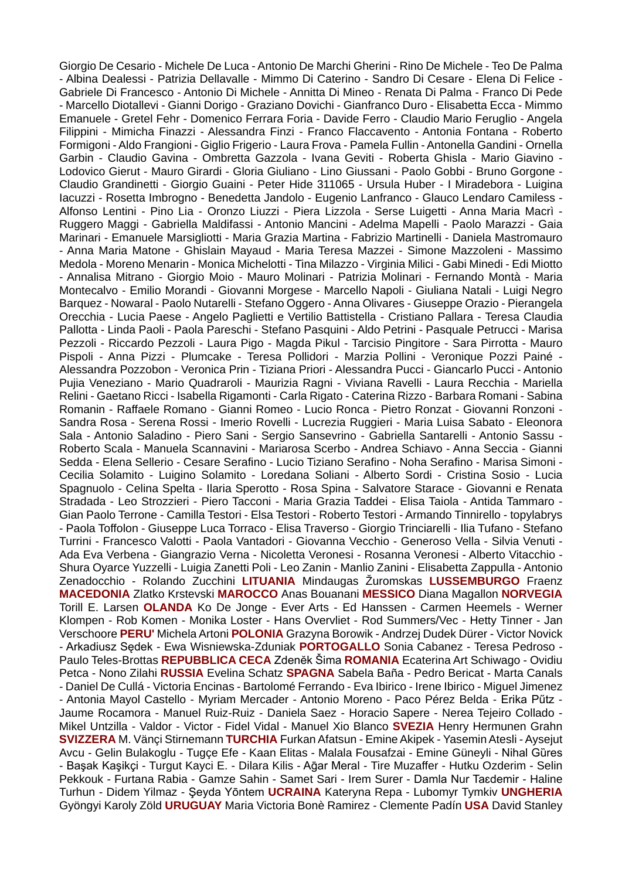Giorgio De Cesario - Michele De Luca - Antonio De Marchi Gherini - Rino De Michele - Teo De Palma - Albina Dealessi - Patrizia Dellavalle - Mimmo Di Caterino - Sandro Di Cesare - Elena Di Felice - Gabriele Di Francesco - Antonio Di Michele - Annitta Di Mineo - Renata Di Palma - Franco Di Pede - Marcello Diotallevi - Gianni Dorigo - Graziano Dovichi - Gianfranco Duro - Elisabetta Ecca - Mimmo Emanuele - Gretel Fehr - Domenico Ferrara Foria - Davide Ferro - Claudio Mario Feruglio - Angela Filippini - Mimicha Finazzi - Alessandra Finzi - Franco Flaccavento - Antonia Fontana - Roberto Formigoni - Aldo Frangioni - Giglio Frigerio - Laura Frova - Pamela Fullin - Antonella Gandini - Ornella Garbin - Claudio Gavina - Ombretta Gazzola - Ivana Geviti - Roberta Ghisla - Mario Giavino - Lodovico Gierut - Mauro Girardi - Gloria Giuliano - Lino Giussani - Paolo Gobbi - Bruno Gorgone - Claudio Grandinetti - Giorgio Guaini - Peter Hide 311065 - Ursula Huber - I Miradebora - Luigina Iacuzzi - Rosetta Imbrogno - Benedetta Jandolo - Eugenio Lanfranco - Glauco Lendaro Camiless - Alfonso Lentini - Pino Lia - Oronzo Liuzzi - Piera Lizzola - Serse Luigetti - Anna Maria Macrì - Ruggero Maggi - Gabriella Maldifassi - Antonio Mancini - Adelma Mapelli - Paolo Marazzi - Gaia Marinari - Emanuele Marsigliotti - Maria Grazia Martina - Fabrizio Martinelli - Daniela Mastromauro - Anna Maria Matone - Ghislain Mayaud - Maria Teresa Mazzei - Simone Mazzoleni - Massimo Medola - Moreno Menarin - Monica Michelotti - Tina Milazzo - Virginia Milici - Gabi Minedi - Edi Miotto - Annalisa Mitrano - Giorgio Moio - Mauro Molinari - Patrizia Molinari - Fernando Montà - Maria Montecalvo - Emilio Morandi - Giovanni Morgese - Marcello Napoli - Giuliana Natali - Luigi Negro Barquez - Nowaral - Paolo Nutarelli - Stefano Oggero - Anna Olivares - Giuseppe Orazio - Pierangela Orecchia - Lucia Paese - Angelo Paglietti e Vertilio Battistella - Cristiano Pallara - Teresa Claudia Pallotta - Linda Paoli - Paola Pareschi - Stefano Pasquini - Aldo Petrini - Pasquale Petrucci - Marisa Pezzoli - Riccardo Pezzoli - Laura Pigo - Magda Pikul - Tarcisio Pingitore - Sara Pirrotta - Mauro Pispoli - Anna Pizzi - Plumcake - Teresa Pollidori - Marzia Pollini - Veronique Pozzi Painé - Alessandra Pozzobon - Veronica Prin - Tiziana Priori - Alessandra Pucci - Giancarlo Pucci - Antonio Pujia Veneziano - Mario Quadraroli - Maurizia Ragni - Viviana Ravelli - Laura Recchia - Mariella Relini - Gaetano Ricci - Isabella Rigamonti - Carla Rigato - Caterina Rizzo - Barbara Romani - Sabina Romanin - Raffaele Romano - Gianni Romeo - Lucio Ronca - Pietro Ronzat - Giovanni Ronzoni - Sandra Rosa - Serena Rossi - Imerio Rovelli - Lucrezia Ruggieri - Maria Luisa Sabato - Eleonora Sala - Antonio Saladino - Piero Sani - Sergio Sansevrino - Gabriella Santarelli - Antonio Sassu - Roberto Scala - Manuela Scannavini - Mariarosa Scerbo - Andrea Schiavo - Anna Seccia - Gianni Sedda - Elena Sellerio - Cesare Serafino - Lucio Tiziano Serafino - Noha Serafino - Marisa Simoni - Cecilia Solamito - Luigino Solamito - Loredana Soliani - Alberto Sordi - Cristina Sosio - Lucia Spagnuolo - Celina Spelta - Ilaria Sperotto - Rosa Spina - Salvatore Starace - Giovanni e Renata Stradada - Leo Strozzieri - Piero Tacconi - Maria Grazia Taddei - Elisa Taiola - Antida Tammaro - Gian Paolo Terrone - Camilla Testori - Elsa Testori - Roberto Testori - Armando Tinnirello - topylabrys - Paola Toffolon - Giuseppe Luca Torraco - Elisa Traverso - Giorgio Trinciarelli - Ilia Tufano - Stefano Turrini - Francesco Valotti - Paola Vantadori - Giovanna Vecchio - Generoso Vella - Silvia Venuti - Ada Eva Verbena - Giangrazio Verna - Nicoletta Veronesi - Rosanna Veronesi - Alberto Vitacchio - Shura Oyarce Yuzzelli - Luigia Zanetti Poli - Leo Zanin - Manlio Zanini - Elisabetta Zappulla - Antonio Zenadocchio - Rolando Zucchini **LITUANIA** Mindaugas Žuromskas **LUSSEMBURGO** Fraenz **MACEDONIA** Zlatko Krstevski **MAROCCO** Anas Bouanani **MESSICO** Diana Magallon **NORVEGIA** Torill E. Larsen **OLANDA** Ko De Jonge - Ever Arts - Ed Hanssen - Carmen Heemels - Werner Klompen - Rob Komen - Monika Loster - Hans Overvliet - Rod Summers/Vec - Hetty Tinner - Jan Verschoore **PERU'** Michela Artoni **POLONIA** Grazyna Borowik - Andrzej Dudek Dürer - Victor Novick - Arkadiusz Sędek - Ewa Wisniewska-Zduniak **PORTOGALLO** Sonia Cabanez - Teresa Pedroso - Paulo Teles-Brottas **REPUBBLICA CECA** Zdeněk Šima **ROMANIA** Ecaterina Art Schiwago - Ovidiu Petca - Nono Zilahi **RUSSIA** Evelina Schatz **SPAGNA** Sabela Baña - Pedro Bericat - Marta Canals - Daniel De Cullá - Victoria Encinas - Bartolomé Ferrando - Eva Ibirico - Irene Ibirico - Miguel Jimenez - Antonia Mayol Castello - Myriam Mercader - Antonio Moreno - Paco Pérez Belda - Erika Pűtz - Jaume Rocamora - Manuel Ruiz-Ruiz - Daniela Saez - Horacio Sapere - Nerea Tejeiro Collado - Mikel Untzilla - Valdor - Victor - Fidel Vidal - Manuel Xio Blanco **SVEZIA** Henry Hermunen Grahn **SVIZZERA** M. Vänçi Stirnemann **TURCHIA** Furkan Afatsun - Emine Akipek - Yasemin Atesli - Aysejut Avcu - Gelin Bulakoglu - Tugçe Efe - Kaan Elitas - Malala Fousafzai - Emine Güneyli - Nihal Güres - Başak Kaşikçi - Turgut Kayci E. - Dilara Kilis - Ağar Meral - Tire Muzaffer - Hutku Ozderim - Selin Pekkouk - Furtana Rabia - Gamze Sahin - Samet Sari - Irem Surer - Damla Nur Taɛdemir - Haline Turhun - Didem Yilmaz - Şeyda Yōntem **UCRAINA** Kateryna Repa - Lubomyr Tymkiv **UNGHERIA** Gyöngyi Karoly Zöld **URUGUAY** Maria Victoria Bonè Ramirez - Clemente Padín **USA** David Stanley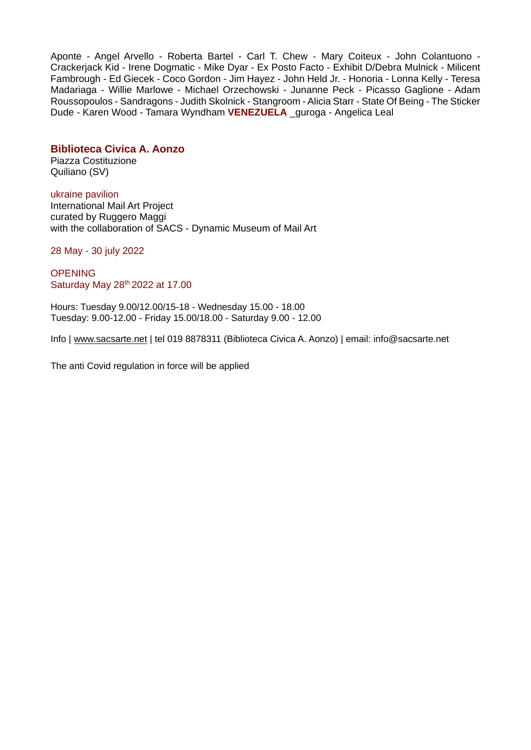Aponte - Angel Arvello - Roberta Bartel - Carl T. Chew - Mary Coiteux - John Colantuono - Crackerjack Kid - Irene Dogmatic - Mike Dyar - Ex Posto Facto - Exhibit D/Debra Mulnick - Milicent Fambrough - Ed Giecek - Coco Gordon - Jim Hayez - John Held Jr. - Honoria - Lonna Kelly - Teresa Madariaga - Willie Marlowe - Michael Orzechowski - Junanne Peck - Picasso Gaglione - Adam Roussopoulos - Sandragons - Judith Skolnick - Stangroom - Alicia Starr - State Of Being - The Sticker Dude - Karen Wood - Tamara Wyndham **VENEZUELA** _guroga - Angelica Leal

**Biblioteca Civica A. Aonzo**
Piazza Costituzione
Quiliano (SV)

ukraine pavilion
International Mail Art Project
curated by Ruggero Maggi
with the collaboration of SACS - Dynamic Museum of Mail Art

28 May - 30 july 2022

OPENING
Saturday May 28th 2022 at 17.00

Hours: Tuesday 9.00/12.00/15-18 - Wednesday 15.00 - 18.00
Tuesday: 9.00-12.00 - Friday 15.00/18.00 - Saturday 9.00 - 12.00

Info | www.sacsarte.net | tel 019 8878311 (Biblioteca Civica A. Aonzo) | email: info@sacsarte.net

The anti Covid regulation in force will be applied